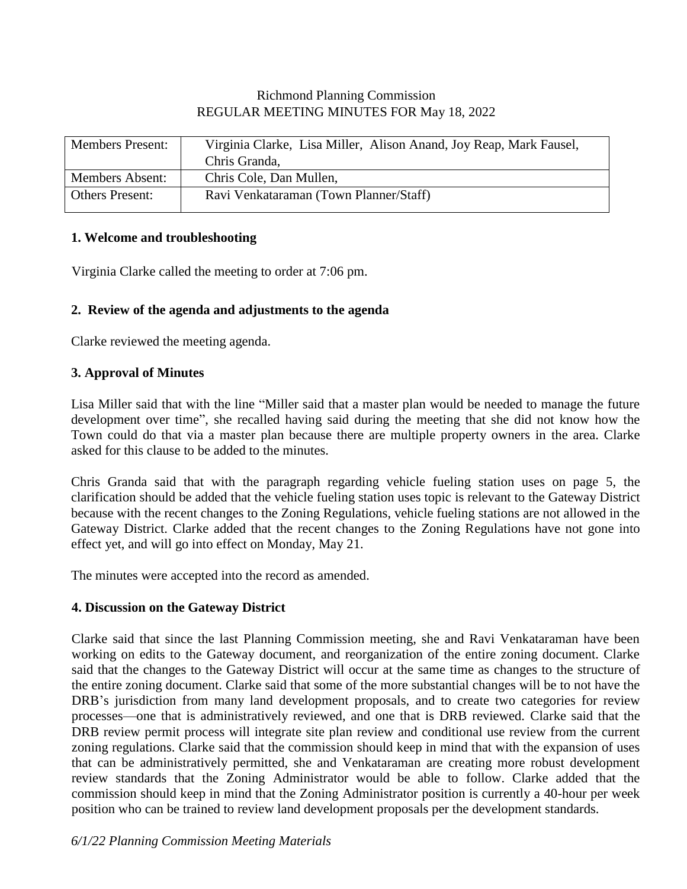Richmond Planning Commission
REGULAR MEETING MINUTES FOR May 18, 2022

| | |
|---|---|
| Members Present: | Virginia Clarke, Lisa Miller, Alison Anand, Joy Reap, Mark Fausel, Chris Granda, |
| Members Absent: | Chris Cole, Dan Mullen, |
| Others Present: | Ravi Venkataraman (Town Planner/Staff) |

**1. Welcome and troubleshooting**

Virginia Clarke called the meeting to order at 7:06 pm.

**2. Review of the agenda and adjustments to the agenda**

Clarke reviewed the meeting agenda.

**3. Approval of Minutes**

Lisa Miller said that with the line "Miller said that a master plan would be needed to manage the future development over time", she recalled having said during the meeting that she did not know how the Town could do that via a master plan because there are multiple property owners in the area. Clarke asked for this clause to be added to the minutes.

Chris Granda said that with the paragraph regarding vehicle fueling station uses on page 5, the clarification should be added that the vehicle fueling station uses topic is relevant to the Gateway District because with the recent changes to the Zoning Regulations, vehicle fueling stations are not allowed in the Gateway District. Clarke added that the recent changes to the Zoning Regulations have not gone into effect yet, and will go into effect on Monday, May 21.

The minutes were accepted into the record as amended.

**4. Discussion on the Gateway District**

Clarke said that since the last Planning Commission meeting, she and Ravi Venkataraman have been working on edits to the Gateway document, and reorganization of the entire zoning document. Clarke said that the changes to the Gateway District will occur at the same time as changes to the structure of the entire zoning document. Clarke said that some of the more substantial changes will be to not have the DRB's jurisdiction from many land development proposals, and to create two categories for review processes—one that is administratively reviewed, and one that is DRB reviewed. Clarke said that the DRB review permit process will integrate site plan review and conditional use review from the current zoning regulations. Clarke said that the commission should keep in mind that with the expansion of uses that can be administratively permitted, she and Venkataraman are creating more robust development review standards that the Zoning Administrator would be able to follow. Clarke added that the commission should keep in mind that the Zoning Administrator position is currently a 40-hour per week position who can be trained to review land development proposals per the development standards.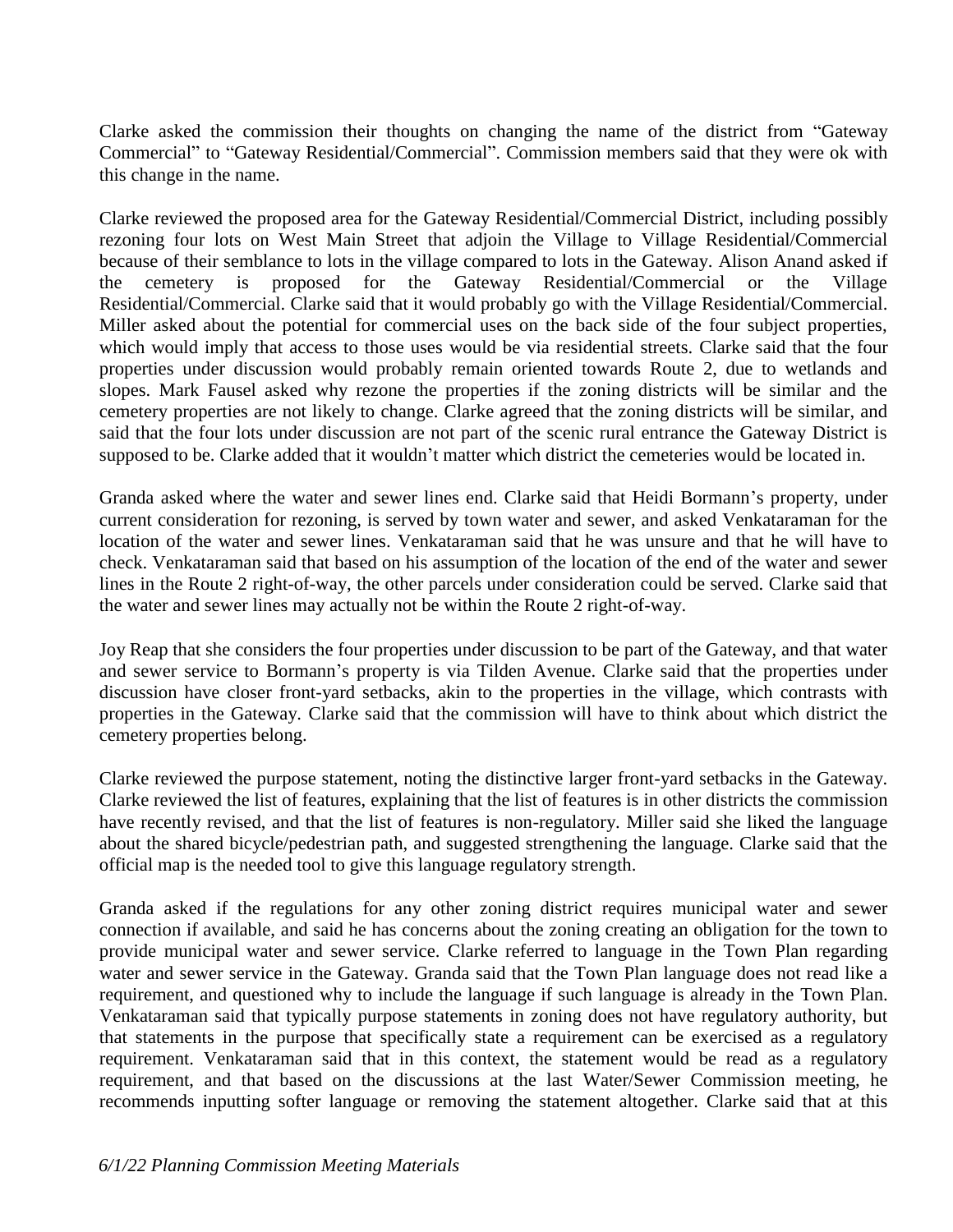Clarke asked the commission their thoughts on changing the name of the district from "Gateway Commercial" to "Gateway Residential/Commercial". Commission members said that they were ok with this change in the name.

Clarke reviewed the proposed area for the Gateway Residential/Commercial District, including possibly rezoning four lots on West Main Street that adjoin the Village to Village Residential/Commercial because of their semblance to lots in the village compared to lots in the Gateway. Alison Anand asked if the cemetery is proposed for the Gateway Residential/Commercial or the Village Residential/Commercial. Clarke said that it would probably go with the Village Residential/Commercial. Miller asked about the potential for commercial uses on the back side of the four subject properties, which would imply that access to those uses would be via residential streets. Clarke said that the four properties under discussion would probably remain oriented towards Route 2, due to wetlands and slopes. Mark Fausel asked why rezone the properties if the zoning districts will be similar and the cemetery properties are not likely to change. Clarke agreed that the zoning districts will be similar, and said that the four lots under discussion are not part of the scenic rural entrance the Gateway District is supposed to be. Clarke added that it wouldn't matter which district the cemeteries would be located in.

Granda asked where the water and sewer lines end. Clarke said that Heidi Bormann's property, under current consideration for rezoning, is served by town water and sewer, and asked Venkataraman for the location of the water and sewer lines. Venkataraman said that he was unsure and that he will have to check. Venkataraman said that based on his assumption of the location of the end of the water and sewer lines in the Route 2 right-of-way, the other parcels under consideration could be served. Clarke said that the water and sewer lines may actually not be within the Route 2 right-of-way.

Joy Reap that she considers the four properties under discussion to be part of the Gateway, and that water and sewer service to Bormann's property is via Tilden Avenue. Clarke said that the properties under discussion have closer front-yard setbacks, akin to the properties in the village, which contrasts with properties in the Gateway. Clarke said that the commission will have to think about which district the cemetery properties belong.

Clarke reviewed the purpose statement, noting the distinctive larger front-yard setbacks in the Gateway. Clarke reviewed the list of features, explaining that the list of features is in other districts the commission have recently revised, and that the list of features is non-regulatory. Miller said she liked the language about the shared bicycle/pedestrian path, and suggested strengthening the language. Clarke said that the official map is the needed tool to give this language regulatory strength.

Granda asked if the regulations for any other zoning district requires municipal water and sewer connection if available, and said he has concerns about the zoning creating an obligation for the town to provide municipal water and sewer service. Clarke referred to language in the Town Plan regarding water and sewer service in the Gateway. Granda said that the Town Plan language does not read like a requirement, and questioned why to include the language if such language is already in the Town Plan. Venkataraman said that typically purpose statements in zoning does not have regulatory authority, but that statements in the purpose that specifically state a requirement can be exercised as a regulatory requirement. Venkataraman said that in this context, the statement would be read as a regulatory requirement, and that based on the discussions at the last Water/Sewer Commission meeting, he recommends inputting softer language or removing the statement altogether. Clarke said that at this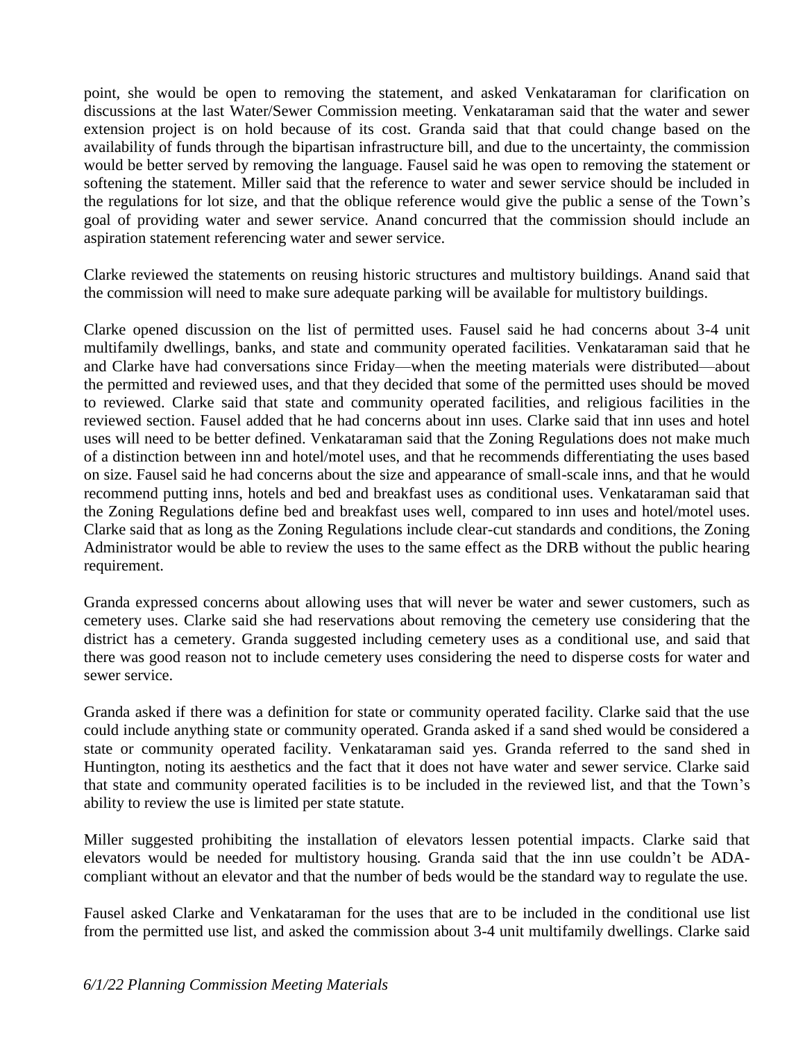point, she would be open to removing the statement, and asked Venkataraman for clarification on discussions at the last Water/Sewer Commission meeting. Venkataraman said that the water and sewer extension project is on hold because of its cost. Granda said that that could change based on the availability of funds through the bipartisan infrastructure bill, and due to the uncertainty, the commission would be better served by removing the language. Fausel said he was open to removing the statement or softening the statement. Miller said that the reference to water and sewer service should be included in the regulations for lot size, and that the oblique reference would give the public a sense of the Town's goal of providing water and sewer service. Anand concurred that the commission should include an aspiration statement referencing water and sewer service.

Clarke reviewed the statements on reusing historic structures and multistory buildings. Anand said that the commission will need to make sure adequate parking will be available for multistory buildings.

Clarke opened discussion on the list of permitted uses. Fausel said he had concerns about 3-4 unit multifamily dwellings, banks, and state and community operated facilities. Venkataraman said that he and Clarke have had conversations since Friday—when the meeting materials were distributed—about the permitted and reviewed uses, and that they decided that some of the permitted uses should be moved to reviewed. Clarke said that state and community operated facilities, and religious facilities in the reviewed section. Fausel added that he had concerns about inn uses. Clarke said that inn uses and hotel uses will need to be better defined. Venkataraman said that the Zoning Regulations does not make much of a distinction between inn and hotel/motel uses, and that he recommends differentiating the uses based on size. Fausel said he had concerns about the size and appearance of small-scale inns, and that he would recommend putting inns, hotels and bed and breakfast uses as conditional uses. Venkataraman said that the Zoning Regulations define bed and breakfast uses well, compared to inn uses and hotel/motel uses. Clarke said that as long as the Zoning Regulations include clear-cut standards and conditions, the Zoning Administrator would be able to review the uses to the same effect as the DRB without the public hearing requirement.

Granda expressed concerns about allowing uses that will never be water and sewer customers, such as cemetery uses. Clarke said she had reservations about removing the cemetery use considering that the district has a cemetery. Granda suggested including cemetery uses as a conditional use, and said that there was good reason not to include cemetery uses considering the need to disperse costs for water and sewer service.

Granda asked if there was a definition for state or community operated facility. Clarke said that the use could include anything state or community operated. Granda asked if a sand shed would be considered a state or community operated facility. Venkataraman said yes. Granda referred to the sand shed in Huntington, noting its aesthetics and the fact that it does not have water and sewer service. Clarke said that state and community operated facilities is to be included in the reviewed list, and that the Town's ability to review the use is limited per state statute.

Miller suggested prohibiting the installation of elevators lessen potential impacts. Clarke said that elevators would be needed for multistory housing. Granda said that the inn use couldn't be ADA-compliant without an elevator and that the number of beds would be the standard way to regulate the use.

Fausel asked Clarke and Venkataraman for the uses that are to be included in the conditional use list from the permitted use list, and asked the commission about 3-4 unit multifamily dwellings. Clarke said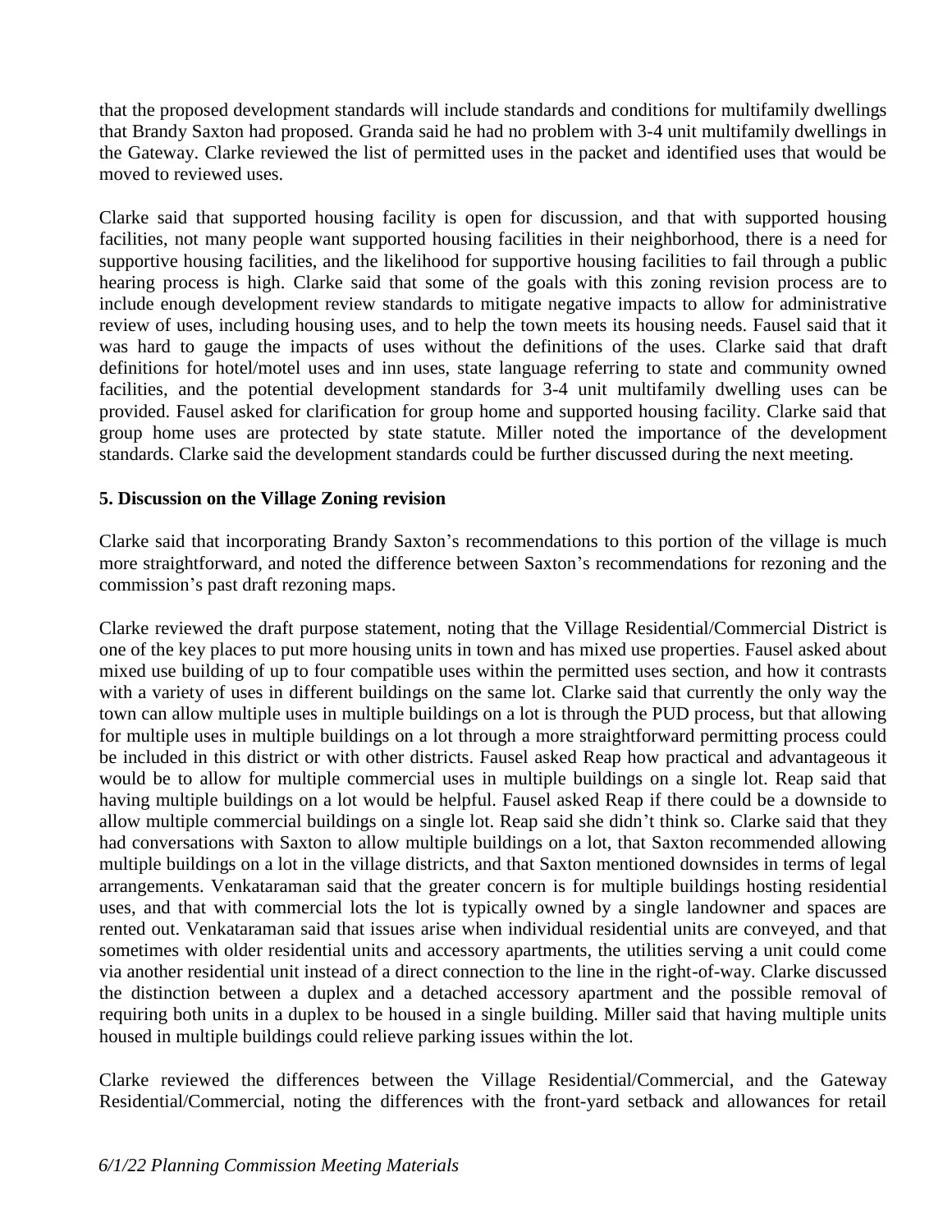that the proposed development standards will include standards and conditions for multifamily dwellings that Brandy Saxton had proposed. Granda said he had no problem with 3-4 unit multifamily dwellings in the Gateway. Clarke reviewed the list of permitted uses in the packet and identified uses that would be moved to reviewed uses.

Clarke said that supported housing facility is open for discussion, and that with supported housing facilities, not many people want supported housing facilities in their neighborhood, there is a need for supportive housing facilities, and the likelihood for supportive housing facilities to fail through a public hearing process is high. Clarke said that some of the goals with this zoning revision process are to include enough development review standards to mitigate negative impacts to allow for administrative review of uses, including housing uses, and to help the town meets its housing needs. Fausel said that it was hard to gauge the impacts of uses without the definitions of the uses. Clarke said that draft definitions for hotel/motel uses and inn uses, state language referring to state and community owned facilities, and the potential development standards for 3-4 unit multifamily dwelling uses can be provided. Fausel asked for clarification for group home and supported housing facility. Clarke said that group home uses are protected by state statute. Miller noted the importance of the development standards. Clarke said the development standards could be further discussed during the next meeting.

## 5. Discussion on the Village Zoning revision

Clarke said that incorporating Brandy Saxton's recommendations to this portion of the village is much more straightforward, and noted the difference between Saxton's recommendations for rezoning and the commission's past draft rezoning maps.

Clarke reviewed the draft purpose statement, noting that the Village Residential/Commercial District is one of the key places to put more housing units in town and has mixed use properties. Fausel asked about mixed use building of up to four compatible uses within the permitted uses section, and how it contrasts with a variety of uses in different buildings on the same lot. Clarke said that currently the only way the town can allow multiple uses in multiple buildings on a lot is through the PUD process, but that allowing for multiple uses in multiple buildings on a lot through a more straightforward permitting process could be included in this district or with other districts. Fausel asked Reap how practical and advantageous it would be to allow for multiple commercial uses in multiple buildings on a single lot. Reap said that having multiple buildings on a lot would be helpful. Fausel asked Reap if there could be a downside to allow multiple commercial buildings on a single lot. Reap said she didn't think so. Clarke said that they had conversations with Saxton to allow multiple buildings on a lot, that Saxton recommended allowing multiple buildings on a lot in the village districts, and that Saxton mentioned downsides in terms of legal arrangements. Venkataraman said that the greater concern is for multiple buildings hosting residential uses, and that with commercial lots the lot is typically owned by a single landowner and spaces are rented out. Venkataraman said that issues arise when individual residential units are conveyed, and that sometimes with older residential units and accessory apartments, the utilities serving a unit could come via another residential unit instead of a direct connection to the line in the right-of-way. Clarke discussed the distinction between a duplex and a detached accessory apartment and the possible removal of requiring both units in a duplex to be housed in a single building. Miller said that having multiple units housed in multiple buildings could relieve parking issues within the lot.

Clarke reviewed the differences between the Village Residential/Commercial, and the Gateway Residential/Commercial, noting the differences with the front-yard setback and allowances for retail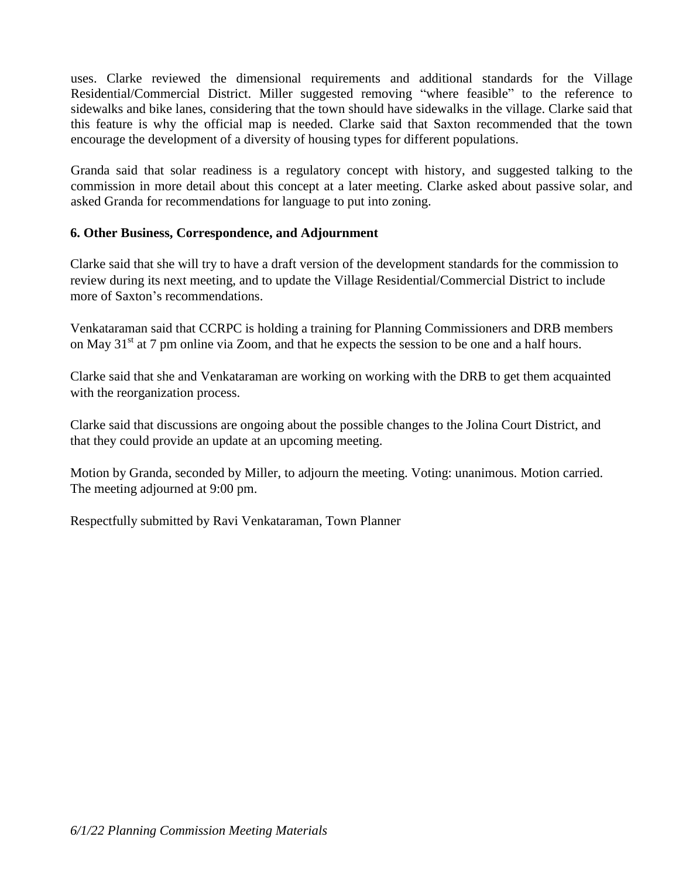uses. Clarke reviewed the dimensional requirements and additional standards for the Village Residential/Commercial District. Miller suggested removing "where feasible" to the reference to sidewalks and bike lanes, considering that the town should have sidewalks in the village. Clarke said that this feature is why the official map is needed. Clarke said that Saxton recommended that the town encourage the development of a diversity of housing types for different populations.

Granda said that solar readiness is a regulatory concept with history, and suggested talking to the commission in more detail about this concept at a later meeting. Clarke asked about passive solar, and asked Granda for recommendations for language to put into zoning.

**6. Other Business, Correspondence, and Adjournment**

Clarke said that she will try to have a draft version of the development standards for the commission to review during its next meeting, and to update the Village Residential/Commercial District to include more of Saxton's recommendations.

Venkataraman said that CCRPC is holding a training for Planning Commissioners and DRB members on May 31st at 7 pm online via Zoom, and that he expects the session to be one and a half hours.

Clarke said that she and Venkataraman are working on working with the DRB to get them acquainted with the reorganization process.

Clarke said that discussions are ongoing about the possible changes to the Jolina Court District, and that they could provide an update at an upcoming meeting.

Motion by Granda, seconded by Miller, to adjourn the meeting. Voting: unanimous. Motion carried. The meeting adjourned at 9:00 pm.

Respectfully submitted by Ravi Venkataraman, Town Planner